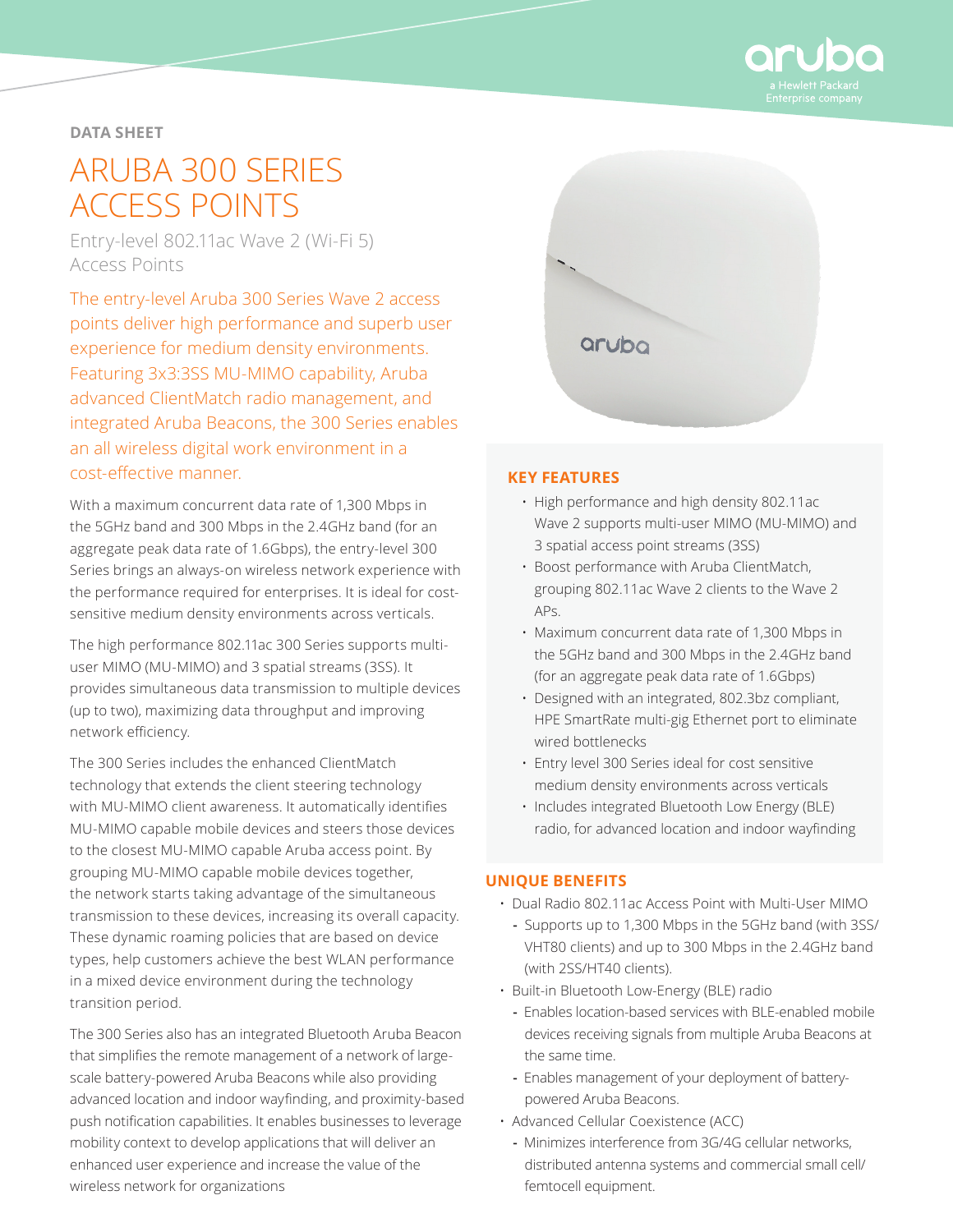DATA SHEET

# ARUBA 300 SERIES ACCESS POINTS

Entry-level 802.11ac Wave 2 (Wi-Fi 5) Access Points

The entry-level Aruba 300 Series Wave 2 access points deliver high performance and superb user experience for medium density environments. Featuring 3x3:3SS MU-MIMO capability, Aruba advanced ClientMatch radio management, and integrated Aruba Beacons, the 300 Series enables an all wireless digital work environment in a cost-effective manner.

With a maximum concurrent data rate of 1,300 Mbps in the 5GHz band and 300 Mbps in the 2.4GHz band (for an aggregate peak data rate of 1.6Gbps), the entry-level 300 Series brings an always-on wireless network experience with the performance required for enterprises. It is ideal for cost-sensitive medium density environments across verticals.

The high performance 802.11ac 300 Series supports multi-user MIMO (MU-MIMO) and 3 spatial streams (3SS). It provides simultaneous data transmission to multiple devices (up to two), maximizing data throughput and improving network efficiency.

The 300 Series includes the enhanced ClientMatch technology that extends the client steering technology with MU-MIMO client awareness. It automatically identifies MU-MIMO capable mobile devices and steers those devices to the closest MU-MIMO capable Aruba access point. By grouping MU-MIMO capable mobile devices together, the network starts taking advantage of the simultaneous transmission to these devices, increasing its overall capacity. These dynamic roaming policies that are based on device types, help customers achieve the best WLAN performance in a mixed device environment during the technology transition period.

The 300 Series also has an integrated Bluetooth Aruba Beacon that simplifies the remote management of a network of large-scale battery-powered Aruba Beacons while also providing advanced location and indoor wayfinding, and proximity-based push notification capabilities. It enables businesses to leverage mobility context to develop applications that will deliver an enhanced user experience and increase the value of the wireless network for organizations

## KEY FEATURES

- High performance and high density 802.11ac Wave 2 supports multi-user MIMO (MU-MIMO) and 3 spatial access point streams (3SS)
- Boost performance with Aruba ClientMatch, grouping 802.11ac Wave 2 clients to the Wave 2 APs.
- Maximum concurrent data rate of 1,300 Mbps in the 5GHz band and 300 Mbps in the 2.4GHz band (for an aggregate peak data rate of 1.6Gbps)
- Designed with an integrated, 802.3bz compliant, HPE SmartRate multi-gig Ethernet port to eliminate wired bottlenecks
- Entry level 300 Series ideal for cost sensitive medium density environments across verticals
- Includes integrated Bluetooth Low Energy (BLE) radio, for advanced location and indoor wayfinding

## UNIQUE BENEFITS

- Dual Radio 802.11ac Access Point with Multi-User MIMO
  - Supports up to 1,300 Mbps in the 5GHz band (with 3SS/VHT80 clients) and up to 300 Mbps in the 2.4GHz band (with 2SS/HT40 clients).
- Built-in Bluetooth Low-Energy (BLE) radio
  - Enables location-based services with BLE-enabled mobile devices receiving signals from multiple Aruba Beacons at the same time.
  - Enables management of your deployment of battery-powered Aruba Beacons.
- Advanced Cellular Coexistence (ACC)
  - Minimizes interference from 3G/4G cellular networks, distributed antenna systems and commercial small cell/femtocell equipment.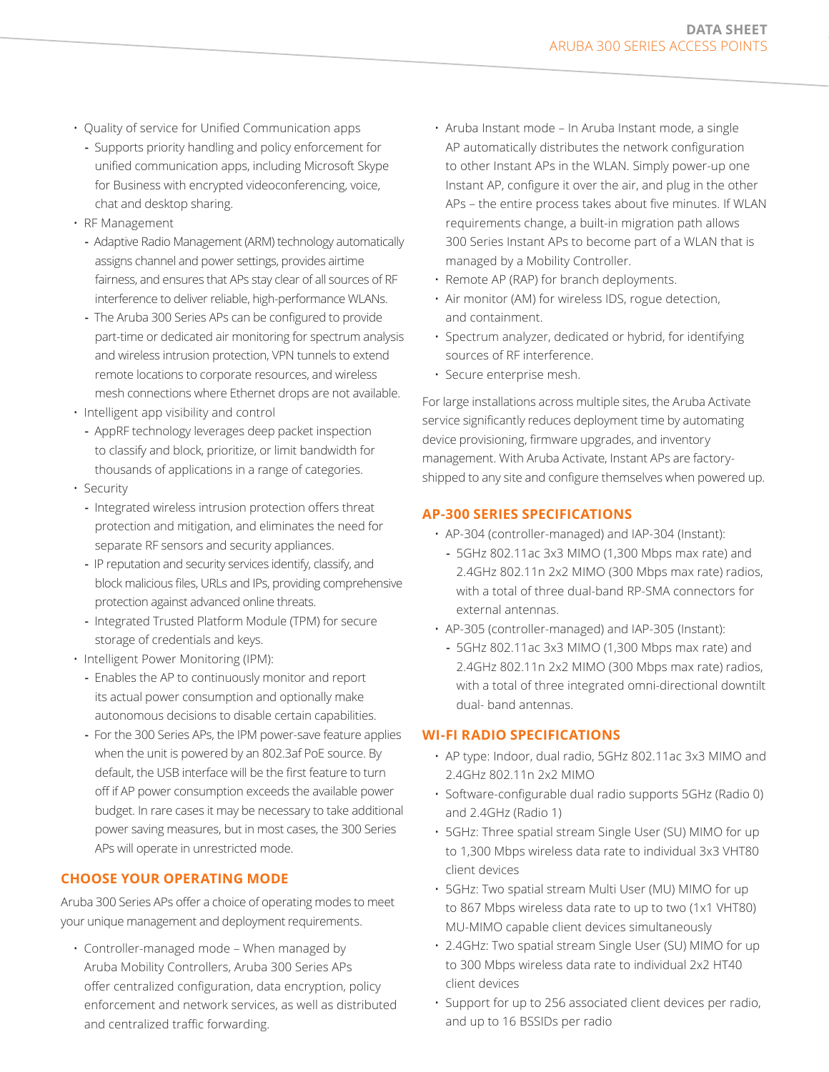- Quality of service for Unified Communication apps
  - Supports priority handling and policy enforcement for unified communication apps, including Microsoft Skype for Business with encrypted videoconferencing, voice, chat and desktop sharing.
- RF Management
  - Adaptive Radio Management (ARM) technology automatically assigns channel and power settings, provides airtime fairness, and ensures that APs stay clear of all sources of RF interference to deliver reliable, high-performance WLANs.
  - The Aruba 300 Series APs can be configured to provide part-time or dedicated air monitoring for spectrum analysis and wireless intrusion protection, VPN tunnels to extend remote locations to corporate resources, and wireless mesh connections where Ethernet drops are not available.
- Intelligent app visibility and control
  - AppRF technology leverages deep packet inspection to classify and block, prioritize, or limit bandwidth for thousands of applications in a range of categories.
- Security
  - Integrated wireless intrusion protection offers threat protection and mitigation, and eliminates the need for separate RF sensors and security appliances.
  - IP reputation and security services identify, classify, and block malicious files, URLs and IPs, providing comprehensive protection against advanced online threats.
  - Integrated Trusted Platform Module (TPM) for secure storage of credentials and keys.
- Intelligent Power Monitoring (IPM):
  - Enables the AP to continuously monitor and report its actual power consumption and optionally make autonomous decisions to disable certain capabilities.
  - For the 300 Series APs, the IPM power-save feature applies when the unit is powered by an 802.3af PoE source. By default, the USB interface will be the first feature to turn off if AP power consumption exceeds the available power budget. In rare cases it may be necessary to take additional power saving measures, but in most cases, the 300 Series APs will operate in unrestricted mode.

## CHOOSE YOUR OPERATING MODE

Aruba 300 Series APs offer a choice of operating modes to meet your unique management and deployment requirements.

- Controller-managed mode – When managed by Aruba Mobility Controllers, Aruba 300 Series APs offer centralized configuration, data encryption, policy enforcement and network services, as well as distributed and centralized traffic forwarding.
- Aruba Instant mode – In Aruba Instant mode, a single AP automatically distributes the network configuration to other Instant APs in the WLAN. Simply power-up one Instant AP, configure it over the air, and plug in the other APs – the entire process takes about five minutes. If WLAN requirements change, a built-in migration path allows 300 Series Instant APs to become part of a WLAN that is managed by a Mobility Controller.
- Remote AP (RAP) for branch deployments.
- Air monitor (AM) for wireless IDS, rogue detection, and containment.
- Spectrum analyzer, dedicated or hybrid, for identifying sources of RF interference.
- Secure enterprise mesh.

For large installations across multiple sites, the Aruba Activate service significantly reduces deployment time by automating device provisioning, firmware upgrades, and inventory management. With Aruba Activate, Instant APs are factory-shipped to any site and configure themselves when powered up.

## AP-300 SERIES SPECIFICATIONS

- AP-304 (controller-managed) and IAP-304 (Instant):
  - 5GHz 802.11ac 3x3 MIMO (1,300 Mbps max rate) and 2.4GHz 802.11n 2x2 MIMO (300 Mbps max rate) radios, with a total of three dual-band RP-SMA connectors for external antennas.
- AP-305 (controller-managed) and IAP-305 (Instant):
  - 5GHz 802.11ac 3x3 MIMO (1,300 Mbps max rate) and 2.4GHz 802.11n 2x2 MIMO (300 Mbps max rate) radios, with a total of three integrated omni-directional downtilt dual- band antennas.

## WI-FI RADIO SPECIFICATIONS

- AP type: Indoor, dual radio, 5GHz 802.11ac 3x3 MIMO and 2.4GHz 802.11n 2x2 MIMO
- Software-configurable dual radio supports 5GHz (Radio 0) and 2.4GHz (Radio 1)
- 5GHz: Three spatial stream Single User (SU) MIMO for up to 1,300 Mbps wireless data rate to individual 3x3 VHT80 client devices
- 5GHz: Two spatial stream Multi User (MU) MIMO for up to 867 Mbps wireless data rate to up to two (1x1 VHT80) MU-MIMO capable client devices simultaneously
- 2.4GHz: Two spatial stream Single User (SU) MIMO for up to 300 Mbps wireless data rate to individual 2x2 HT40 client devices
- Support for up to 256 associated client devices per radio, and up to 16 BSSIDs per radio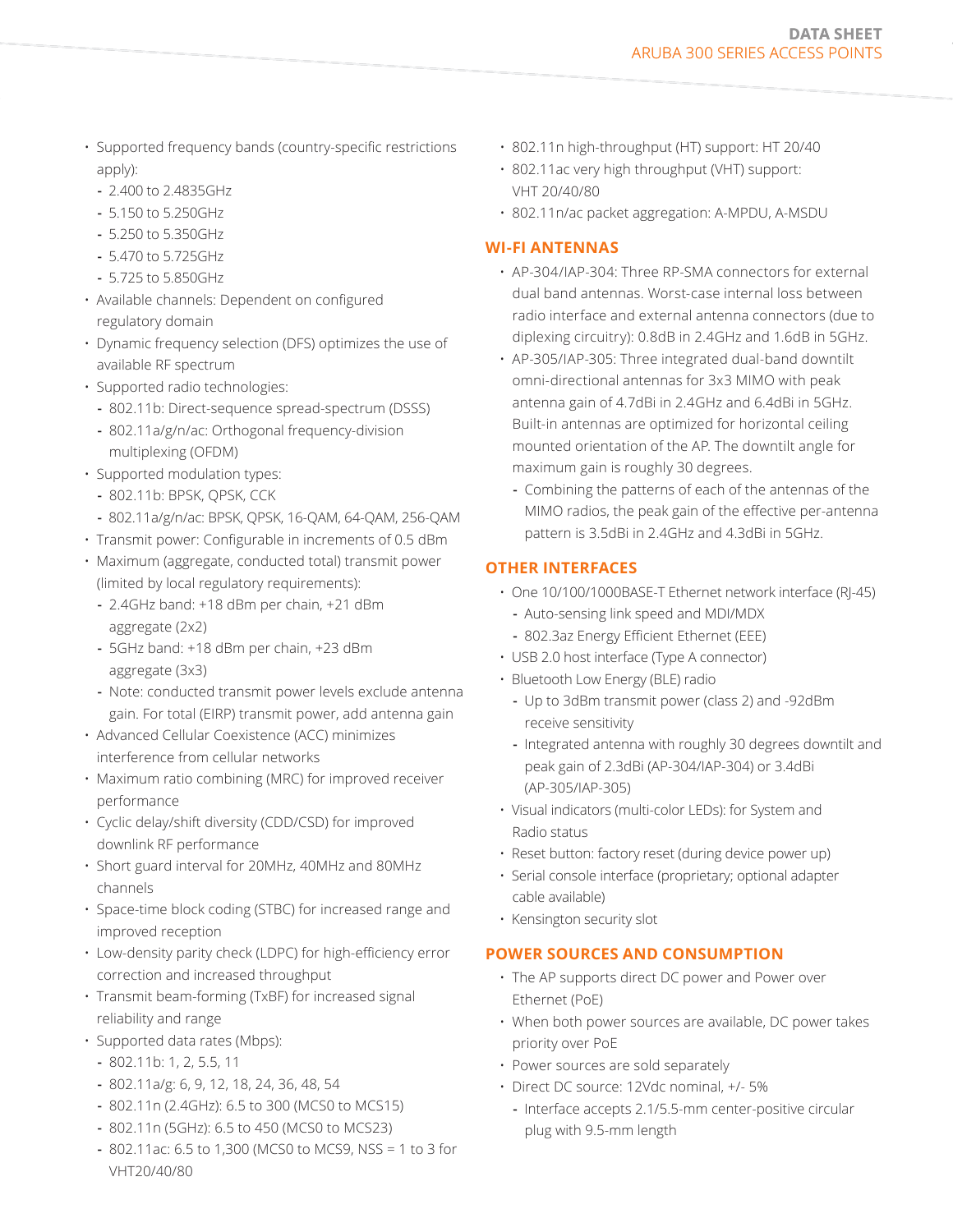- Supported frequency bands (country-specific restrictions apply):
  - 2.400 to 2.4835GHz
  - 5.150 to 5.250GHz
  - 5.250 to 5.350GHz
  - 5.470 to 5.725GHz
  - 5.725 to 5.850GHz
- Available channels: Dependent on configured regulatory domain
- Dynamic frequency selection (DFS) optimizes the use of available RF spectrum
- Supported radio technologies:
  - 802.11b: Direct-sequence spread-spectrum (DSSS)
  - 802.11a/g/n/ac: Orthogonal frequency-division multiplexing (OFDM)
- Supported modulation types:
  - 802.11b: BPSK, QPSK, CCK
  - 802.11a/g/n/ac: BPSK, QPSK, 16-QAM, 64-QAM, 256-QAM
- Transmit power: Configurable in increments of 0.5 dBm
- Maximum (aggregate, conducted total) transmit power (limited by local regulatory requirements):
  - 2.4GHz band: +18 dBm per chain, +21 dBm aggregate (2x2)
  - 5GHz band: +18 dBm per chain, +23 dBm aggregate (3x3)
  - Note: conducted transmit power levels exclude antenna gain. For total (EIRP) transmit power, add antenna gain
- Advanced Cellular Coexistence (ACC) minimizes interference from cellular networks
- Maximum ratio combining (MRC) for improved receiver performance
- Cyclic delay/shift diversity (CDD/CSD) for improved downlink RF performance
- Short guard interval for 20MHz, 40MHz and 80MHz channels
- Space-time block coding (STBC) for increased range and improved reception
- Low-density parity check (LDPC) for high-efficiency error correction and increased throughput
- Transmit beam-forming (TxBF) for increased signal reliability and range
- Supported data rates (Mbps):
  - 802.11b: 1, 2, 5.5, 11
  - 802.11a/g: 6, 9, 12, 18, 24, 36, 48, 54
  - 802.11n (2.4GHz): 6.5 to 300 (MCS0 to MCS15)
  - 802.11n (5GHz): 6.5 to 450 (MCS0 to MCS23)
  - 802.11ac: 6.5 to 1,300 (MCS0 to MCS9, NSS = 1 to 3 for VHT20/40/80
- 802.11n high-throughput (HT) support: HT 20/40
- 802.11ac very high throughput (VHT) support: VHT 20/40/80
- 802.11n/ac packet aggregation: A-MPDU, A-MSDU

## WI-FI ANTENNAS

- AP-304/IAP-304: Three RP-SMA connectors for external dual band antennas. Worst-case internal loss between radio interface and external antenna connectors (due to diplexing circuitry): 0.8dB in 2.4GHz and 1.6dB in 5GHz.
- AP-305/IAP-305: Three integrated dual-band downtilt omni-directional antennas for 3x3 MIMO with peak antenna gain of 4.7dBi in 2.4GHz and 6.4dBi in 5GHz. Built-in antennas are optimized for horizontal ceiling mounted orientation of the AP. The downtilt angle for maximum gain is roughly 30 degrees.
  - Combining the patterns of each of the antennas of the MIMO radios, the peak gain of the effective per-antenna pattern is 3.5dBi in 2.4GHz and 4.3dBi in 5GHz.

## OTHER INTERFACES

- One 10/100/1000BASE-T Ethernet network interface (RJ-45)
  - Auto-sensing link speed and MDI/MDX
  - 802.3az Energy Efficient Ethernet (EEE)
- USB 2.0 host interface (Type A connector)
- Bluetooth Low Energy (BLE) radio
  - Up to 3dBm transmit power (class 2) and -92dBm receive sensitivity
  - Integrated antenna with roughly 30 degrees downtilt and peak gain of 2.3dBi (AP-304/IAP-304) or 3.4dBi (AP-305/IAP-305)
- Visual indicators (multi-color LEDs): for System and Radio status
- Reset button: factory reset (during device power up)
- Serial console interface (proprietary; optional adapter cable available)
- Kensington security slot

## POWER SOURCES AND CONSUMPTION

- The AP supports direct DC power and Power over Ethernet (PoE)
- When both power sources are available, DC power takes priority over PoE
- Power sources are sold separately
- Direct DC source: 12Vdc nominal, +/- 5%
  - Interface accepts 2.1/5.5-mm center-positive circular plug with 9.5-mm length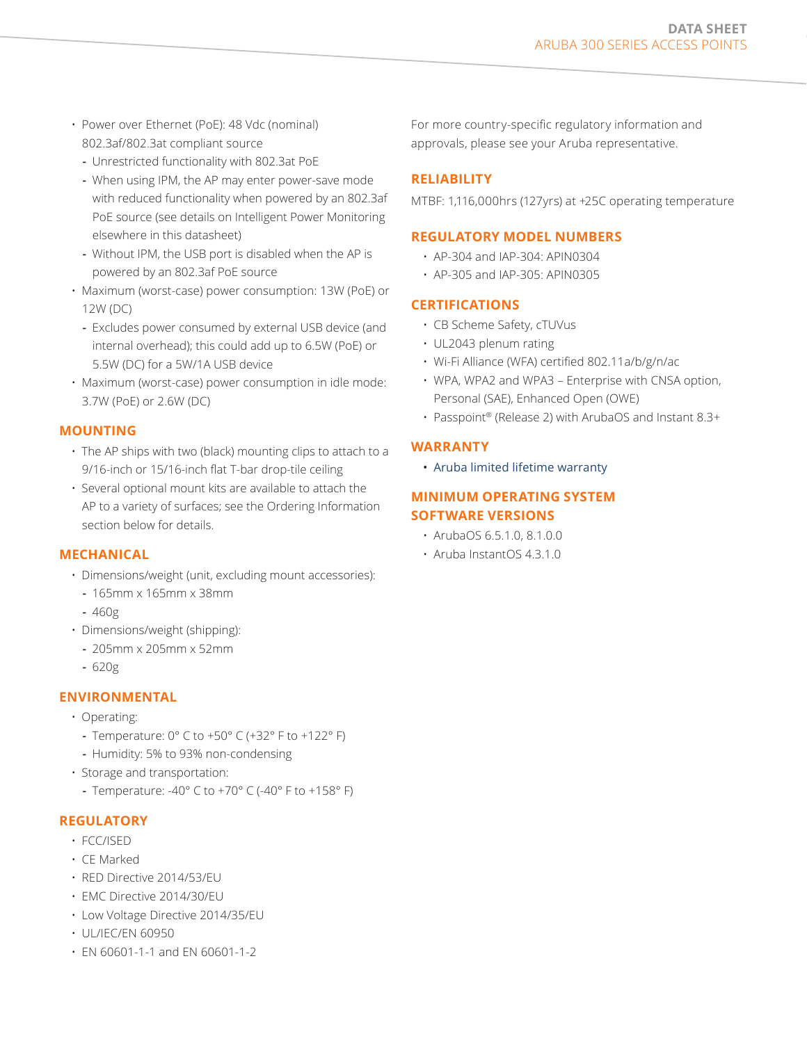- Power over Ethernet (PoE): 48 Vdc (nominal) 802.3af/802.3at compliant source
  - Unrestricted functionality with 802.3at PoE
  - When using IPM, the AP may enter power-save mode with reduced functionality when powered by an 802.3af PoE source (see details on Intelligent Power Monitoring elsewhere in this datasheet)
  - Without IPM, the USB port is disabled when the AP is powered by an 802.3af PoE source
- Maximum (worst-case) power consumption: 13W (PoE) or 12W (DC)
  - Excludes power consumed by external USB device (and internal overhead); this could add up to 6.5W (PoE) or 5.5W (DC) for a 5W/1A USB device
- Maximum (worst-case) power consumption in idle mode: 3.7W (PoE) or 2.6W (DC)

## MOUNTING

- The AP ships with two (black) mounting clips to attach to a 9/16-inch or 15/16-inch flat T-bar drop-tile ceiling
- Several optional mount kits are available to attach the AP to a variety of surfaces; see the Ordering Information section below for details.

## MECHANICAL

- Dimensions/weight (unit, excluding mount accessories):
  - 165mm x 165mm x 38mm
  - 460g
- Dimensions/weight (shipping):
  - 205mm x 205mm x 52mm
  - 620g

## ENVIRONMENTAL

- Operating:
  - Temperature: 0° C to +50° C (+32° F to +122° F)
  - Humidity: 5% to 93% non-condensing
- Storage and transportation:
  - Temperature: -40° C to +70° C (-40° F to +158° F)

## REGULATORY

- FCC/ISED
- CE Marked
- RED Directive 2014/53/EU
- EMC Directive 2014/30/EU
- Low Voltage Directive 2014/35/EU
- UL/IEC/EN 60950
- EN 60601-1-1 and EN 60601-1-2

For more country-specific regulatory information and approvals, please see your Aruba representative.

## RELIABILITY

MTBF: 1,116,000hrs (127yrs) at +25C operating temperature

## REGULATORY MODEL NUMBERS

- AP-304 and IAP-304: APIN0304
- AP-305 and IAP-305: APIN0305

## CERTIFICATIONS

- CB Scheme Safety, cTUVus
- UL2043 plenum rating
- Wi-Fi Alliance (WFA) certified 802.11a/b/g/n/ac
- WPA, WPA2 and WPA3 – Enterprise with CNSA option, Personal (SAE), Enhanced Open (OWE)
- Passpoint® (Release 2) with ArubaOS and Instant 8.3+

## WARRANTY

- Aruba limited lifetime warranty

## MINIMUM OPERATING SYSTEM SOFTWARE VERSIONS

- ArubaOS 6.5.1.0, 8.1.0.0
- Aruba InstantOS 4.3.1.0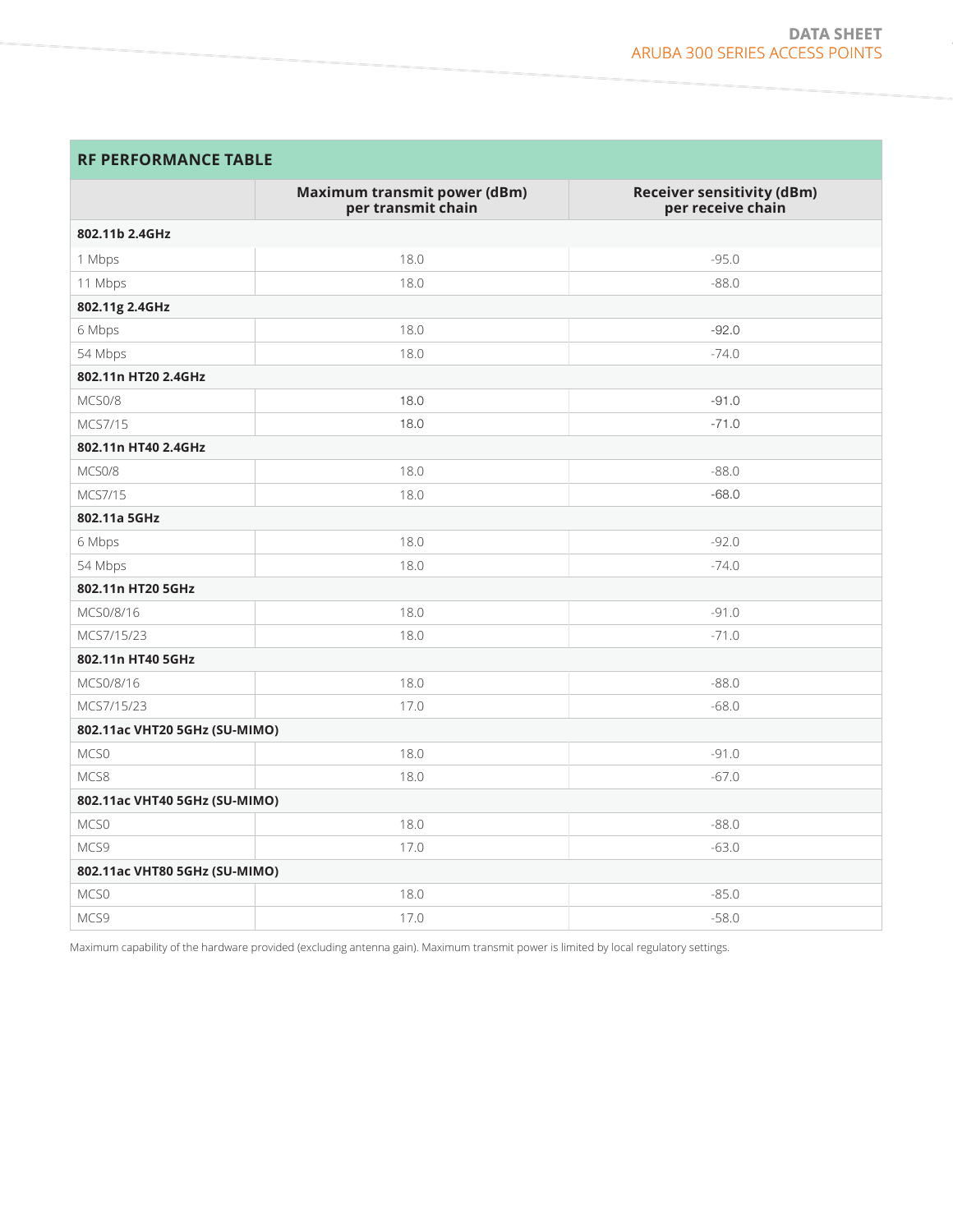## RF PERFORMANCE TABLE

| | Maximum transmit power (dBm) per transmit chain | Receiver sensitivity (dBm) per receive chain |
|---|---|---|
| **802.11b 2.4GHz** | | |
| 1 Mbps | 18.0 | -95.0 |
| 11 Mbps | 18.0 | -88.0 |
| **802.11g 2.4GHz** | | |
| 6 Mbps | 18.0 | -92.0 |
| 54 Mbps | 18.0 | -74.0 |
| **802.11n HT20 2.4GHz** | | |
| MCS0/8 | 18.0 | -91.0 |
| MCS7/15 | 18.0 | -71.0 |
| **802.11n HT40 2.4GHz** | | |
| MCS0/8 | 18.0 | -88.0 |
| MCS7/15 | 18.0 | -68.0 |
| **802.11a 5GHz** | | |
| 6 Mbps | 18.0 | -92.0 |
| 54 Mbps | 18.0 | -74.0 |
| **802.11n HT20 5GHz** | | |
| MCS0/8/16 | 18.0 | -91.0 |
| MCS7/15/23 | 18.0 | -71.0 |
| **802.11n HT40 5GHz** | | |
| MCS0/8/16 | 18.0 | -88.0 |
| MCS7/15/23 | 17.0 | -68.0 |
| **802.11ac VHT20 5GHz (SU-MIMO)** | | |
| MCS0 | 18.0 | -91.0 |
| MCS8 | 18.0 | -67.0 |
| **802.11ac VHT40 5GHz (SU-MIMO)** | | |
| MCS0 | 18.0 | -88.0 |
| MCS9 | 17.0 | -63.0 |
| **802.11ac VHT80 5GHz (SU-MIMO)** | | |
| MCS0 | 18.0 | -85.0 |
| MCS9 | 17.0 | -58.0 |

Maximum capability of the hardware provided (excluding antenna gain). Maximum transmit power is limited by local regulatory settings.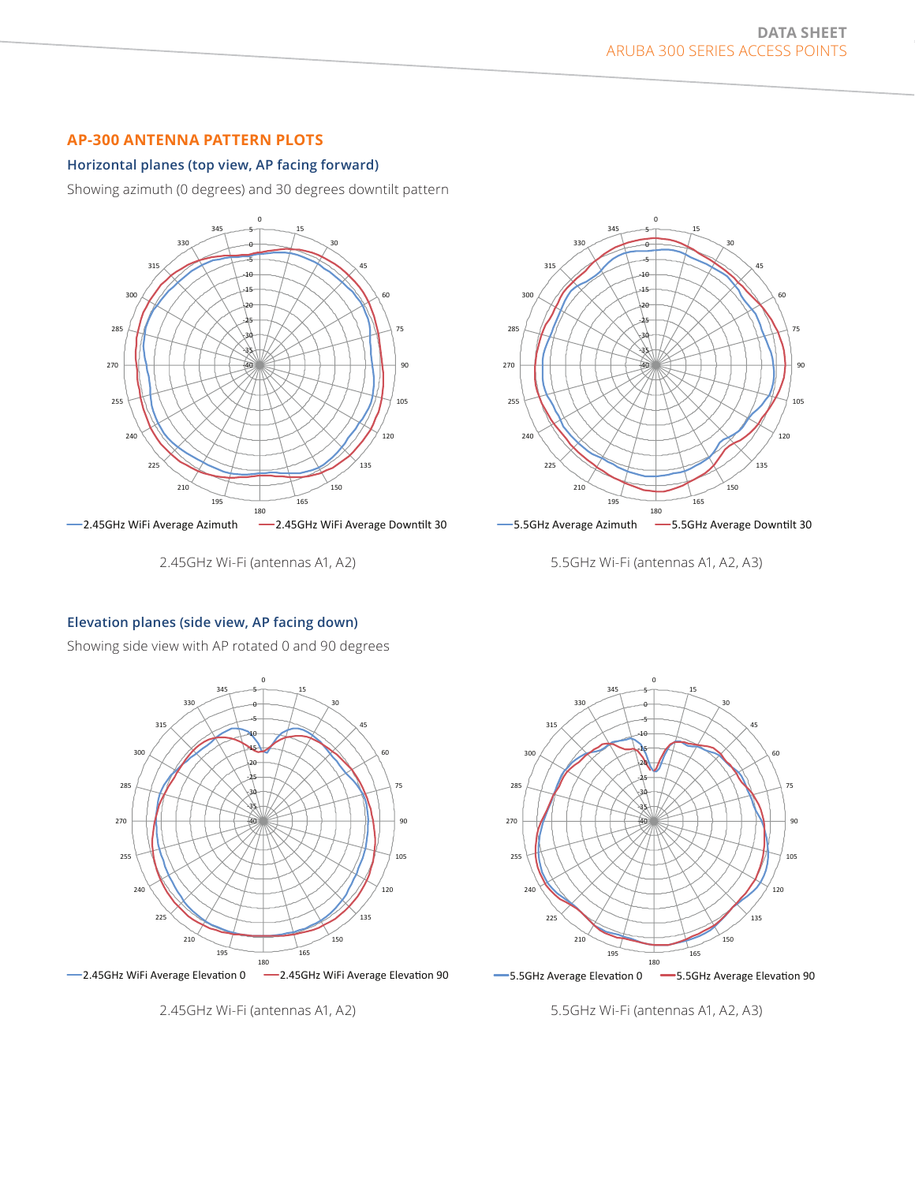## AP-300 ANTENNA PATTERN PLOTS

### Horizontal planes (top view, AP facing forward)

Showing azimuth (0 degrees) and 30 degrees downtilt pattern

—2.45GHz WiFi Average Azimuth —2.45GHz WiFi Average Downtilt 30

2.45GHz Wi-Fi (antennas A1, A2)

—5.5GHz Average Azimuth —5.5GHz Average Downtilt 30

5.5GHz Wi-Fi (antennas A1, A2, A3)

### Elevation planes (side view, AP facing down)

Showing side view with AP rotated 0 and 90 degrees

—2.45GHz WiFi Average Elevation 0 —2.45GHz WiFi Average Elevation 90

2.45GHz Wi-Fi (antennas A1, A2)

—5.5GHz Average Elevation 0 —5.5GHz Average Elevation 90

5.5GHz Wi-Fi (antennas A1, A2, A3)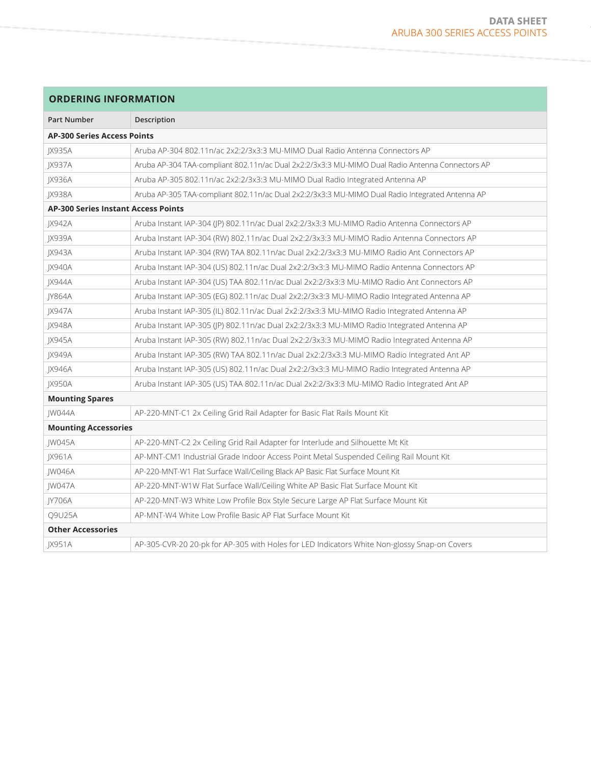## ORDERING INFORMATION

| Part Number | Description |
|---|---|
| **AP-300 Series Access Points** | |
| JX935A | Aruba AP-304 802.11n/ac 2x2:2/3x3:3 MU-MIMO Dual Radio Antenna Connectors AP |
| JX937A | Aruba AP-304 TAA-compliant 802.11n/ac Dual 2x2:2/3x3:3 MU-MIMO Dual Radio Antenna Connectors AP |
| JX936A | Aruba AP-305 802.11n/ac 2x2:2/3x3:3 MU-MIMO Dual Radio Integrated Antenna AP |
| JX938A | Aruba AP-305 TAA-compliant 802.11n/ac Dual 2x2:2/3x3:3 MU-MIMO Dual Radio Integrated Antenna AP |
| **AP-300 Series Instant Access Points** | |
| JX942A | Aruba Instant IAP-304 (JP) 802.11n/ac Dual 2x2:2/3x3:3 MU-MIMO Radio Antenna Connectors AP |
| JX939A | Aruba Instant IAP-304 (RW) 802.11n/ac Dual 2x2:2/3x3:3 MU-MIMO Radio Antenna Connectors AP |
| JX943A | Aruba Instant IAP-304 (RW) TAA 802.11n/ac Dual 2x2:2/3x3:3 MU-MIMO Radio Ant Connectors AP |
| JX940A | Aruba Instant IAP-304 (US) 802.11n/ac Dual 2x2:2/3x3:3 MU-MIMO Radio Antenna Connectors AP |
| JX944A | Aruba Instant IAP-304 (US) TAA 802.11n/ac Dual 2x2:2/3x3:3 MU-MIMO Radio Ant Connectors AP |
| JY864A | Aruba Instant IAP-305 (EG) 802.11n/ac Dual 2x2:2/3x3:3 MU-MIMO Radio Integrated Antenna AP |
| JX947A | Aruba Instant IAP-305 (IL) 802.11n/ac Dual 2x2:2/3x3:3 MU-MIMO Radio Integrated Antenna AP |
| JX948A | Aruba Instant IAP-305 (JP) 802.11n/ac Dual 2x2:2/3x3:3 MU-MIMO Radio Integrated Antenna AP |
| JX945A | Aruba Instant IAP-305 (RW) 802.11n/ac Dual 2x2:2/3x3:3 MU-MIMO Radio Integrated Antenna AP |
| JX949A | Aruba Instant IAP-305 (RW) TAA 802.11n/ac Dual 2x2:2/3x3:3 MU-MIMO Radio Integrated Ant AP |
| JX946A | Aruba Instant IAP-305 (US) 802.11n/ac Dual 2x2:2/3x3:3 MU-MIMO Radio Integrated Antenna AP |
| JX950A | Aruba Instant IAP-305 (US) TAA 802.11n/ac Dual 2x2:2/3x3:3 MU-MIMO Radio Integrated Ant AP |
| **Mounting Spares** | |
| JW044A | AP-220-MNT-C1 2x Ceiling Grid Rail Adapter for Basic Flat Rails Mount Kit |
| **Mounting Accessories** | |
| JW045A | AP-220-MNT-C2 2x Ceiling Grid Rail Adapter for Interlude and Silhouette Mt Kit |
| JX961A | AP-MNT-CM1 Industrial Grade Indoor Access Point Metal Suspended Ceiling Rail Mount Kit |
| JW046A | AP-220-MNT-W1 Flat Surface Wall/Ceiling Black AP Basic Flat Surface Mount Kit |
| JW047A | AP-220-MNT-W1W Flat Surface Wall/Ceiling White AP Basic Flat Surface Mount Kit |
| JY706A | AP-220-MNT-W3 White Low Profile Box Style Secure Large AP Flat Surface Mount Kit |
| Q9U25A | AP-MNT-W4 White Low Profile Basic AP Flat Surface Mount Kit |
| **Other Accessories** | |
| JX951A | AP-305-CVR-20 20-pk for AP-305 with Holes for LED Indicators White Non-glossy Snap-on Covers |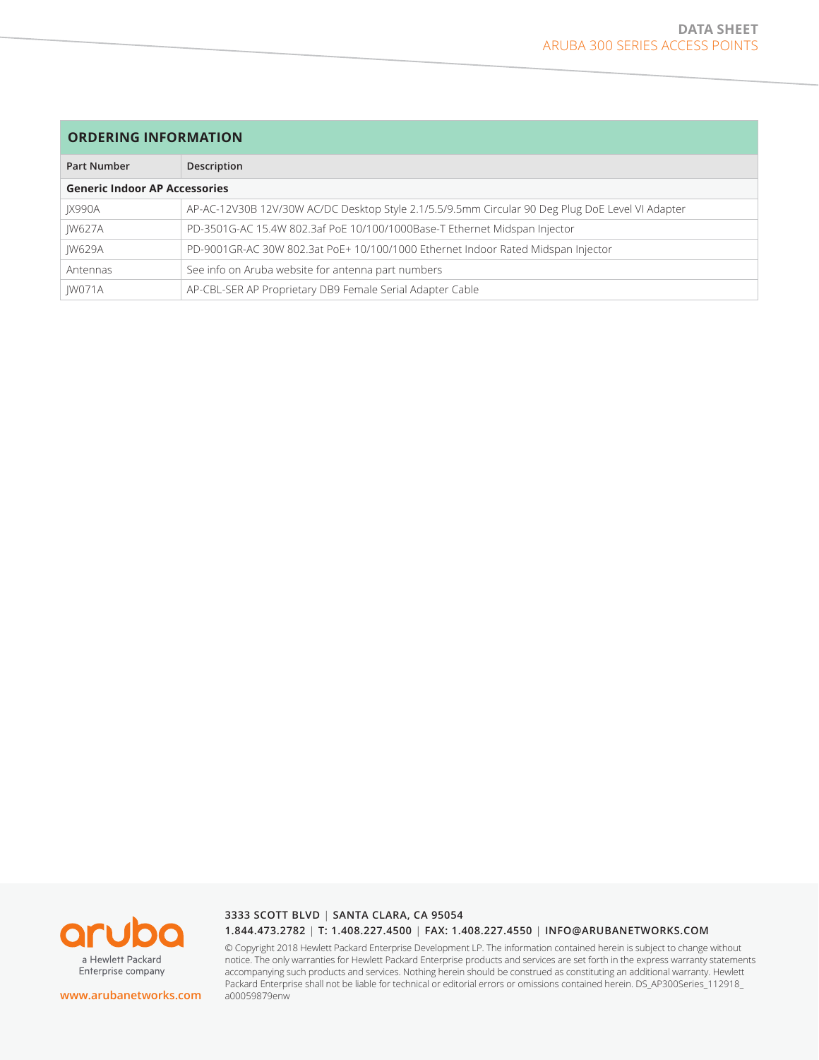## ORDERING INFORMATION

| Part Number | Description |
| --- | --- |
| **Generic Indoor AP Accessories** | |
| JX990A | AP-AC-12V30B 12V/30W AC/DC Desktop Style 2.1/5.5/9.5mm Circular 90 Deg Plug DoE Level VI Adapter |
| JW627A | PD-3501G-AC 15.4W 802.3af PoE 10/100/1000Base-T Ethernet Midspan Injector |
| JW629A | PD-9001GR-AC 30W 802.3at PoE+ 10/100/1000 Ethernet Indoor Rated Midspan Injector |
| Antennas | See info on Aruba website for antenna part numbers |
| JW071A | AP-CBL-SER AP Proprietary DB9 Female Serial Adapter Cable |

aruba
a Hewlett Packard Enterprise company

**www.arubanetworks.com**

**3333 SCOTT BLVD | SANTA CLARA, CA 95054**
**1.844.473.2782 | T: 1.408.227.4500 | FAX: 1.408.227.4550 | INFO@ARUBANETWORKS.COM**

© Copyright 2018 Hewlett Packard Enterprise Development LP. The information contained herein is subject to change without notice. The only warranties for Hewlett Packard Enterprise products and services are set forth in the express warranty statements accompanying such products and services. Nothing herein should be construed as constituting an additional warranty. Hewlett Packard Enterprise shall not be liable for technical or editorial errors or omissions contained herein. DS_AP300Series_112918_a00059879enw